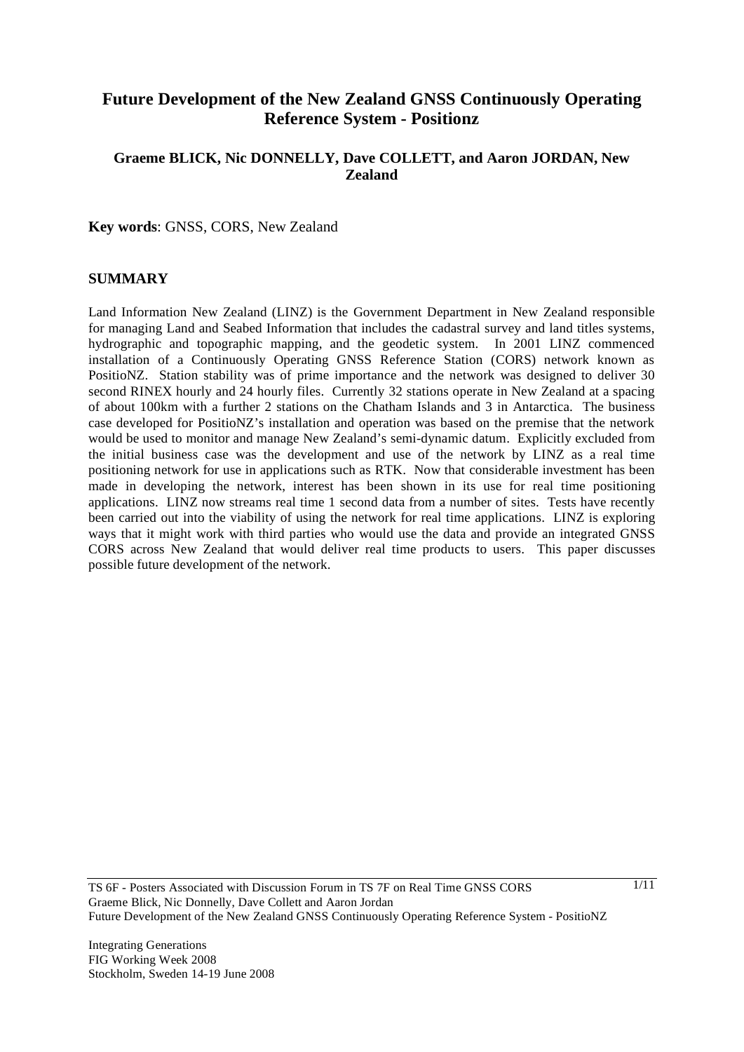# Future Development of the New Zealand GNSS Continuously Operating Reference System - Positionz

**Graeme BLICK, Nic DONNELLY, Dave COLLETT, and Aaron JORDAN, New Zealand**

**Key words**: GNSS, CORS, New Zealand

## SUMMARY

Land Information New Zealand (LINZ) is the Government Department in New Zealand responsible for managing Land and Seabed Information that includes the cadastral survey and land titles systems, hydrographic and topographic mapping, and the geodetic system. In 2001 LINZ commenced installation of a Continuously Operating GNSS Reference Station (CORS) network known as PositioNZ. Station stability was of prime importance and the network was designed to deliver 30 second RINEX hourly and 24 hourly files. Currently 32 stations operate in New Zealand at a spacing of about 100km with a further 2 stations on the Chatham Islands and 3 in Antarctica. The business case developed for PositioNZ's installation and operation was based on the premise that the network would be used to monitor and manage New Zealand's semi-dynamic datum. Explicitly excluded from the initial business case was the development and use of the network by LINZ as a real time positioning network for use in applications such as RTK. Now that considerable investment has been made in developing the network, interest has been shown in its use for real time positioning applications. LINZ now streams real time 1 second data from a number of sites. Tests have recently been carried out into the viability of using the network for real time applications. LINZ is exploring ways that it might work with third parties who would use the data and provide an integrated GNSS CORS across New Zealand that would deliver real time products to users. This paper discusses possible future development of the network.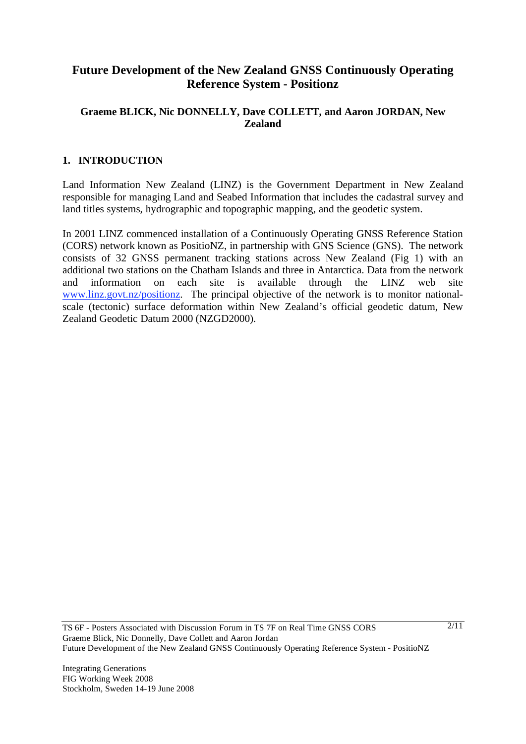# Future Development of the New Zealand GNSS Continuously Operating Reference System - Positionz

**Graeme BLICK, Nic DONNELLY, Dave COLLETT, and Aaron JORDAN, New Zealand**

## 1. INTRODUCTION

Land Information New Zealand (LINZ) is the Government Department in New Zealand responsible for managing Land and Seabed Information that includes the cadastral survey and land titles systems, hydrographic and topographic mapping, and the geodetic system.

In 2001 LINZ commenced installation of a Continuously Operating GNSS Reference Station (CORS) network known as PositioNZ, in partnership with GNS Science (GNS). The network consists of 32 GNSS permanent tracking stations across New Zealand (Fig 1) with an additional two stations on the Chatham Islands and three in Antarctica. Data from the network and information on each site is available through the LINZ web site www.linz.govt.nz/positionz. The principal objective of the network is to monitor national-scale (tectonic) surface deformation within New Zealand's official geodetic datum, New Zealand Geodetic Datum 2000 (NZGD2000).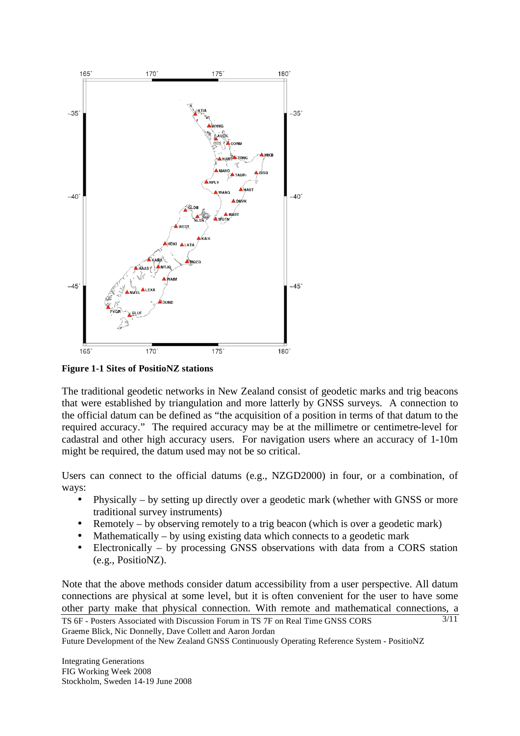**Figure 1-1 Sites of PositioNZ stations**

The traditional geodetic networks in New Zealand consist of geodetic marks and trig beacons that were established by triangulation and more latterly by GNSS surveys. A connection to the official datum can be defined as "the acquisition of a position in terms of that datum to the required accuracy." The required accuracy may be at the millimetre or centimetre-level for cadastral and other high accuracy users. For navigation users where an accuracy of 1-10m might be required, the datum used may not be so critical.

Users can connect to the official datums (e.g., NZGD2000) in four, or a combination, of ways:

- Physically – by setting up directly over a geodetic mark (whether with GNSS or more traditional survey instruments)
- Remotely – by observing remotely to a trig beacon (which is over a geodetic mark)
- Mathematically – by using existing data which connects to a geodetic mark
- Electronically – by processing GNSS observations with data from a CORS station (e.g., PositioNZ).

Note that the above methods consider datum accessibility from a user perspective. All datum connections are physical at some level, but it is often convenient for the user to have some other party make that physical connection. With remote and mathematical connections, a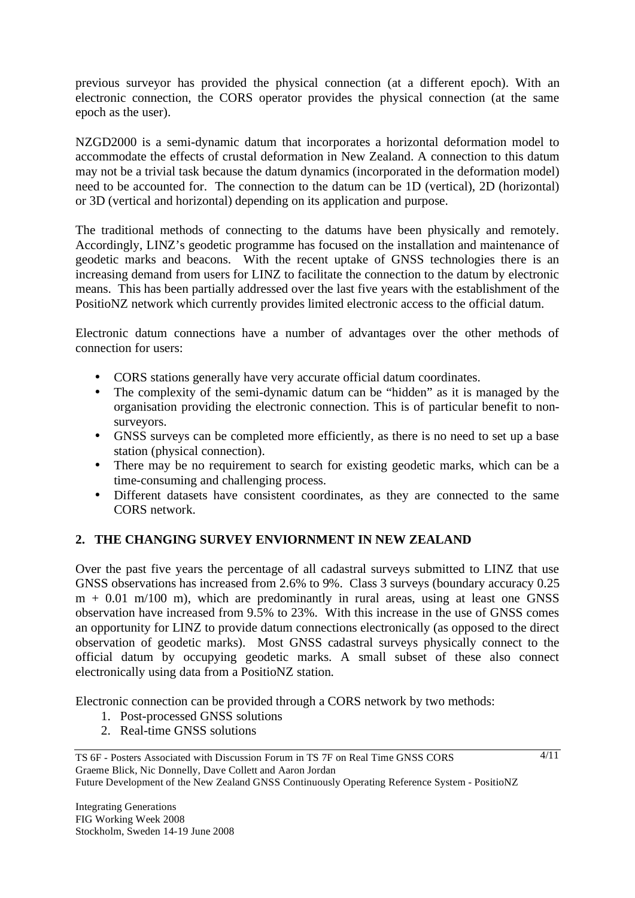previous surveyor has provided the physical connection (at a different epoch). With an electronic connection, the CORS operator provides the physical connection (at the same epoch as the user).

NZGD2000 is a semi-dynamic datum that incorporates a horizontal deformation model to accommodate the effects of crustal deformation in New Zealand. A connection to this datum may not be a trivial task because the datum dynamics (incorporated in the deformation model) need to be accounted for. The connection to the datum can be 1D (vertical), 2D (horizontal) or 3D (vertical and horizontal) depending on its application and purpose.

The traditional methods of connecting to the datums have been physically and remotely. Accordingly, LINZ's geodetic programme has focused on the installation and maintenance of geodetic marks and beacons. With the recent uptake of GNSS technologies there is an increasing demand from users for LINZ to facilitate the connection to the datum by electronic means. This has been partially addressed over the last five years with the establishment of the PositioNZ network which currently provides limited electronic access to the official datum.

Electronic datum connections have a number of advantages over the other methods of connection for users:

- CORS stations generally have very accurate official datum coordinates.
- The complexity of the semi-dynamic datum can be "hidden" as it is managed by the organisation providing the electronic connection. This is of particular benefit to non-surveyors.
- GNSS surveys can be completed more efficiently, as there is no need to set up a base station (physical connection).
- There may be no requirement to search for existing geodetic marks, which can be a time-consuming and challenging process.
- Different datasets have consistent coordinates, as they are connected to the same CORS network.

## 2. THE CHANGING SURVEY ENVIORNMENT IN NEW ZEALAND

Over the past five years the percentage of all cadastral surveys submitted to LINZ that use GNSS observations has increased from 2.6% to 9%. Class 3 surveys (boundary accuracy 0.25 m + 0.01 m/100 m), which are predominantly in rural areas, using at least one GNSS observation have increased from 9.5% to 23%. With this increase in the use of GNSS comes an opportunity for LINZ to provide datum connections electronically (as opposed to the direct observation of geodetic marks). Most GNSS cadastral surveys physically connect to the official datum by occupying geodetic marks. A small subset of these also connect electronically using data from a PositioNZ station.

Electronic connection can be provided through a CORS network by two methods:

1. Post-processed GNSS solutions
2. Real-time GNSS solutions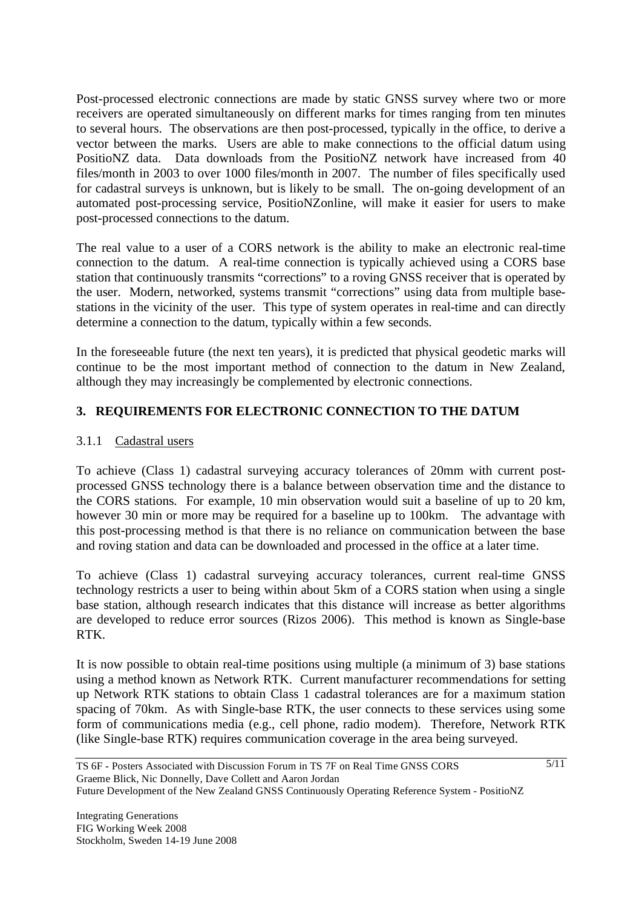Post-processed electronic connections are made by static GNSS survey where two or more receivers are operated simultaneously on different marks for times ranging from ten minutes to several hours. The observations are then post-processed, typically in the office, to derive a vector between the marks. Users are able to make connections to the official datum using PositioNZ data. Data downloads from the PositioNZ network have increased from 40 files/month in 2003 to over 1000 files/month in 2007. The number of files specifically used for cadastral surveys is unknown, but is likely to be small. The on-going development of an automated post-processing service, PositioNZonline, will make it easier for users to make post-processed connections to the datum.

The real value to a user of a CORS network is the ability to make an electronic real-time connection to the datum. A real-time connection is typically achieved using a CORS base station that continuously transmits "corrections" to a roving GNSS receiver that is operated by the user. Modern, networked, systems transmit "corrections" using data from multiple base-stations in the vicinity of the user. This type of system operates in real-time and can directly determine a connection to the datum, typically within a few seconds.

In the foreseeable future (the next ten years), it is predicted that physical geodetic marks will continue to be the most important method of connection to the datum in New Zealand, although they may increasingly be complemented by electronic connections.

## 3. REQUIREMENTS FOR ELECTRONIC CONNECTION TO THE DATUM

### 3.1.1 Cadastral users

To achieve (Class 1) cadastral surveying accuracy tolerances of 20mm with current post-processed GNSS technology there is a balance between observation time and the distance to the CORS stations. For example, 10 min observation would suit a baseline of up to 20 km, however 30 min or more may be required for a baseline up to 100km. The advantage with this post-processing method is that there is no reliance on communication between the base and roving station and data can be downloaded and processed in the office at a later time.

To achieve (Class 1) cadastral surveying accuracy tolerances, current real-time GNSS technology restricts a user to being within about 5km of a CORS station when using a single base station, although research indicates that this distance will increase as better algorithms are developed to reduce error sources (Rizos 2006). This method is known as Single-base RTK.

It is now possible to obtain real-time positions using multiple (a minimum of 3) base stations using a method known as Network RTK. Current manufacturer recommendations for setting up Network RTK stations to obtain Class 1 cadastral tolerances are for a maximum station spacing of 70km. As with Single-base RTK, the user connects to these services using some form of communications media (e.g., cell phone, radio modem). Therefore, Network RTK (like Single-base RTK) requires communication coverage in the area being surveyed.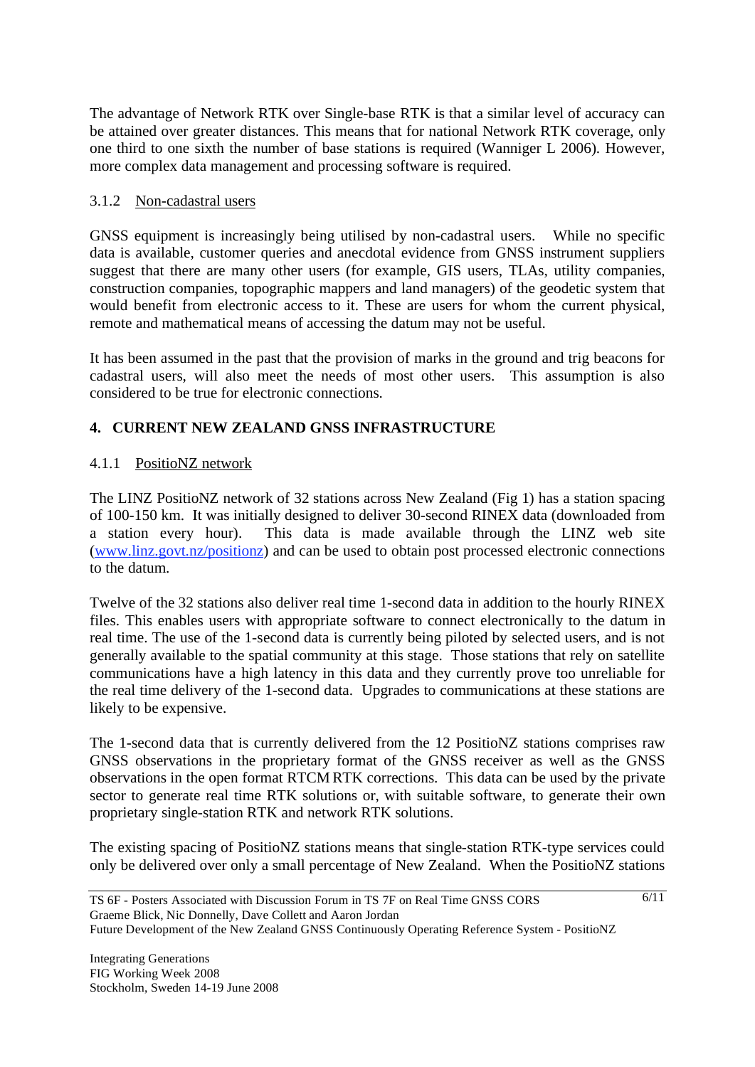The advantage of Network RTK over Single-base RTK is that a similar level of accuracy can be attained over greater distances. This means that for national Network RTK coverage, only one third to one sixth the number of base stations is required (Wanniger L 2006). However, more complex data management and processing software is required.

### 3.1.2 Non-cadastral users

GNSS equipment is increasingly being utilised by non-cadastral users. While no specific data is available, customer queries and anecdotal evidence from GNSS instrument suppliers suggest that there are many other users (for example, GIS users, TLAs, utility companies, construction companies, topographic mappers and land managers) of the geodetic system that would benefit from electronic access to it. These are users for whom the current physical, remote and mathematical means of accessing the datum may not be useful.

It has been assumed in the past that the provision of marks in the ground and trig beacons for cadastral users, will also meet the needs of most other users. This assumption is also considered to be true for electronic connections.

## 4. CURRENT NEW ZEALAND GNSS INFRASTRUCTURE

### 4.1.1 PositioNZ network

The LINZ PositioNZ network of 32 stations across New Zealand (Fig 1) has a station spacing of 100-150 km. It was initially designed to deliver 30-second RINEX data (downloaded from a station every hour). This data is made available through the LINZ web site ([www.linz.govt.nz/positionz](www.linz.govt.nz/positionz)) and can be used to obtain post processed electronic connections to the datum.

Twelve of the 32 stations also deliver real time 1-second data in addition to the hourly RINEX files. This enables users with appropriate software to connect electronically to the datum in real time. The use of the 1-second data is currently being piloted by selected users, and is not generally available to the spatial community at this stage. Those stations that rely on satellite communications have a high latency in this data and they currently prove too unreliable for the real time delivery of the 1-second data. Upgrades to communications at these stations are likely to be expensive.

The 1-second data that is currently delivered from the 12 PositioNZ stations comprises raw GNSS observations in the proprietary format of the GNSS receiver as well as the GNSS observations in the open format RTCM RTK corrections. This data can be used by the private sector to generate real time RTK solutions or, with suitable software, to generate their own proprietary single-station RTK and network RTK solutions.

The existing spacing of PositioNZ stations means that single-station RTK-type services could only be delivered over only a small percentage of New Zealand. When the PositioNZ stations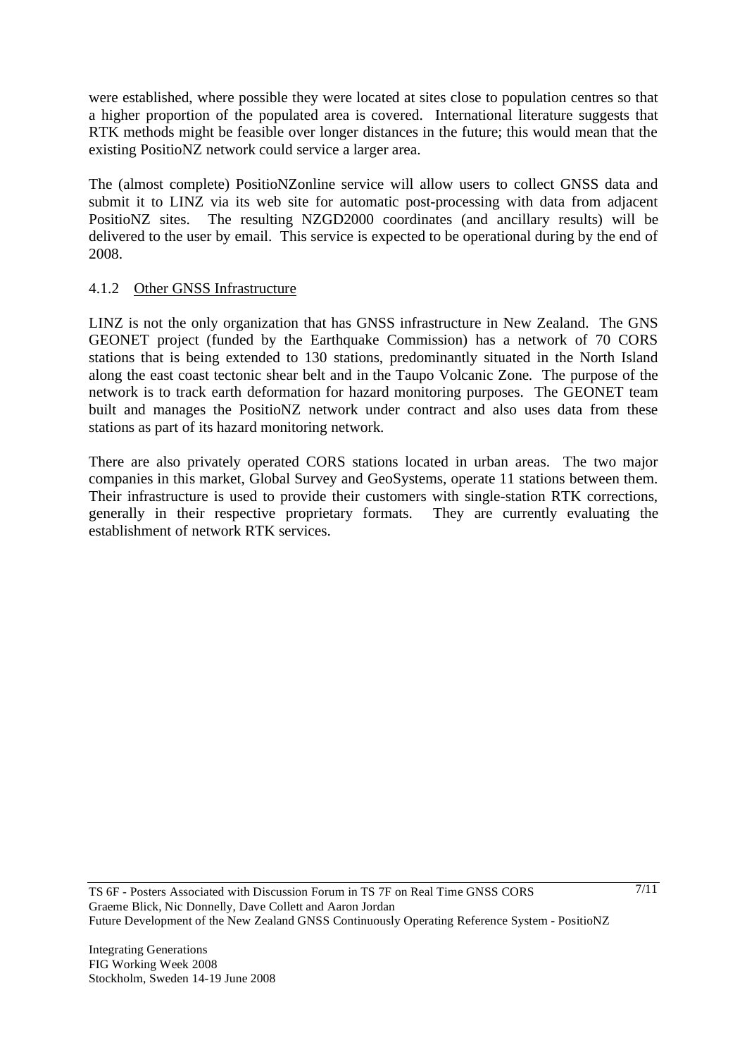were established, where possible they were located at sites close to population centres so that a higher proportion of the populated area is covered. International literature suggests that RTK methods might be feasible over longer distances in the future; this would mean that the existing PositioNZ network could service a larger area.

The (almost complete) PositioNZonline service will allow users to collect GNSS data and submit it to LINZ via its web site for automatic post-processing with data from adjacent PositioNZ sites. The resulting NZGD2000 coordinates (and ancillary results) will be delivered to the user by email. This service is expected to be operational during by the end of 2008.

### 4.1.2 Other GNSS Infrastructure

LINZ is not the only organization that has GNSS infrastructure in New Zealand. The GNS GEONET project (funded by the Earthquake Commission) has a network of 70 CORS stations that is being extended to 130 stations, predominantly situated in the North Island along the east coast tectonic shear belt and in the Taupo Volcanic Zone. The purpose of the network is to track earth deformation for hazard monitoring purposes. The GEONET team built and manages the PositioNZ network under contract and also uses data from these stations as part of its hazard monitoring network.

There are also privately operated CORS stations located in urban areas. The two major companies in this market, Global Survey and GeoSystems, operate 11 stations between them. Their infrastructure is used to provide their customers with single-station RTK corrections, generally in their respective proprietary formats. They are currently evaluating the establishment of network RTK services.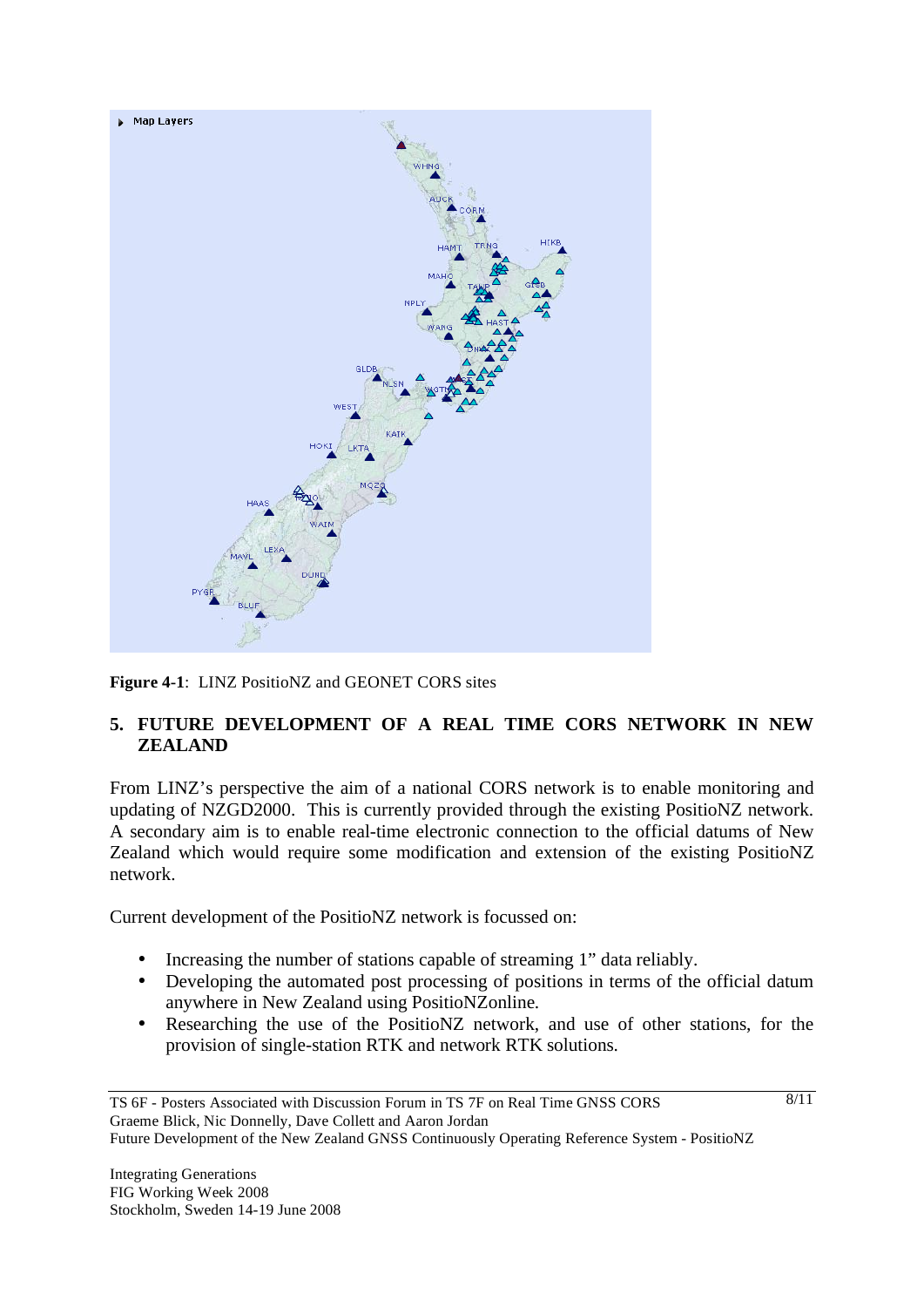**Figure 4-1**: LINZ PositioNZ and GEONET CORS sites

## 5. FUTURE DEVELOPMENT OF A REAL TIME CORS NETWORK IN NEW ZEALAND

From LINZ's perspective the aim of a national CORS network is to enable monitoring and updating of NZGD2000. This is currently provided through the existing PositioNZ network. A secondary aim is to enable real-time electronic connection to the official datums of New Zealand which would require some modification and extension of the existing PositioNZ network.

Current development of the PositioNZ network is focussed on:

- Increasing the number of stations capable of streaming 1" data reliably.
- Developing the automated post processing of positions in terms of the official datum anywhere in New Zealand using PositioNZonline.
- Researching the use of the PositioNZ network, and use of other stations, for the provision of single-station RTK and network RTK solutions.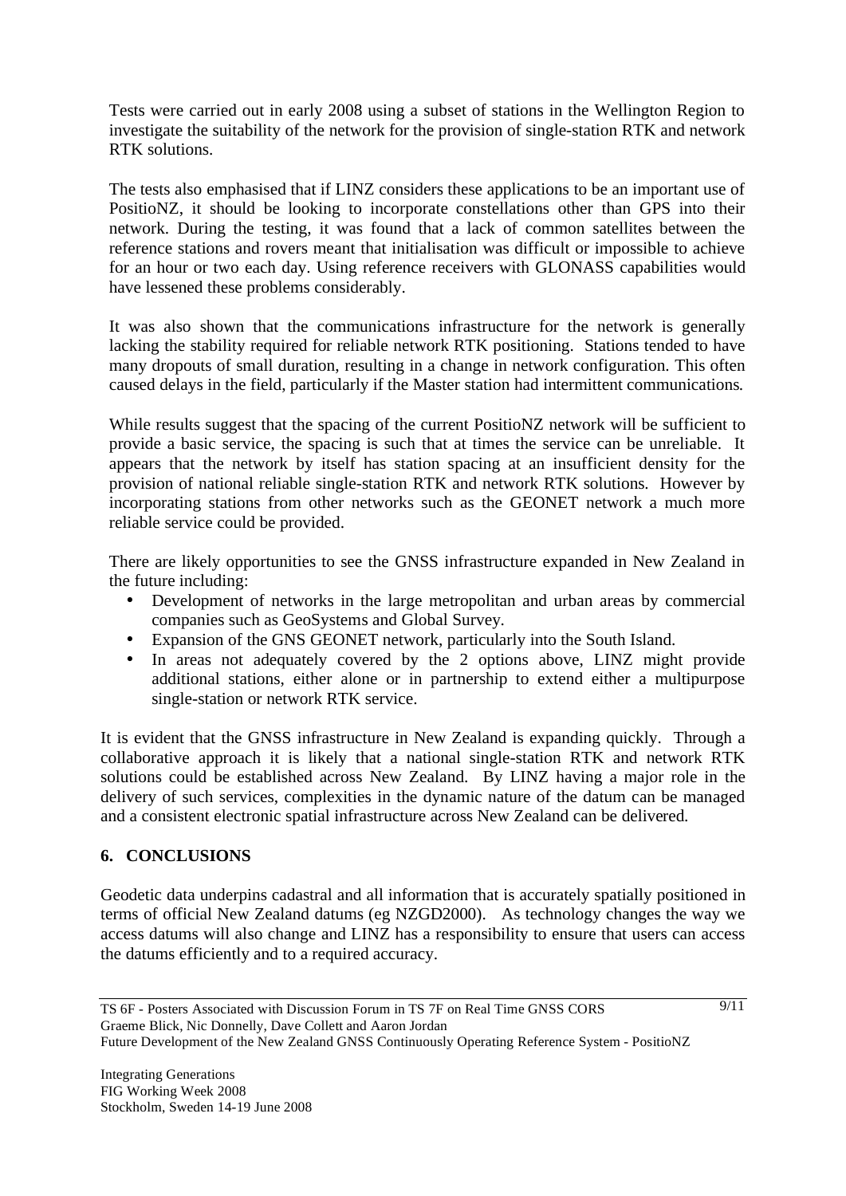Tests were carried out in early 2008 using a subset of stations in the Wellington Region to investigate the suitability of the network for the provision of single-station RTK and network RTK solutions.

The tests also emphasised that if LINZ considers these applications to be an important use of PositioNZ, it should be looking to incorporate constellations other than GPS into their network. During the testing, it was found that a lack of common satellites between the reference stations and rovers meant that initialisation was difficult or impossible to achieve for an hour or two each day. Using reference receivers with GLONASS capabilities would have lessened these problems considerably.

It was also shown that the communications infrastructure for the network is generally lacking the stability required for reliable network RTK positioning. Stations tended to have many dropouts of small duration, resulting in a change in network configuration. This often caused delays in the field, particularly if the Master station had intermittent communications.

While results suggest that the spacing of the current PositioNZ network will be sufficient to provide a basic service, the spacing is such that at times the service can be unreliable. It appears that the network by itself has station spacing at an insufficient density for the provision of national reliable single-station RTK and network RTK solutions. However by incorporating stations from other networks such as the GEONET network a much more reliable service could be provided.

There are likely opportunities to see the GNSS infrastructure expanded in New Zealand in the future including:

- Development of networks in the large metropolitan and urban areas by commercial companies such as GeoSystems and Global Survey.
- Expansion of the GNS GEONET network, particularly into the South Island.
- In areas not adequately covered by the 2 options above, LINZ might provide additional stations, either alone or in partnership to extend either a multipurpose single-station or network RTK service.

It is evident that the GNSS infrastructure in New Zealand is expanding quickly. Through a collaborative approach it is likely that a national single-station RTK and network RTK solutions could be established across New Zealand. By LINZ having a major role in the delivery of such services, complexities in the dynamic nature of the datum can be managed and a consistent electronic spatial infrastructure across New Zealand can be delivered.

## 6. CONCLUSIONS

Geodetic data underpins cadastral and all information that is accurately spatially positioned in terms of official New Zealand datums (eg NZGD2000). As technology changes the way we access datums will also change and LINZ has a responsibility to ensure that users can access the datums efficiently and to a required accuracy.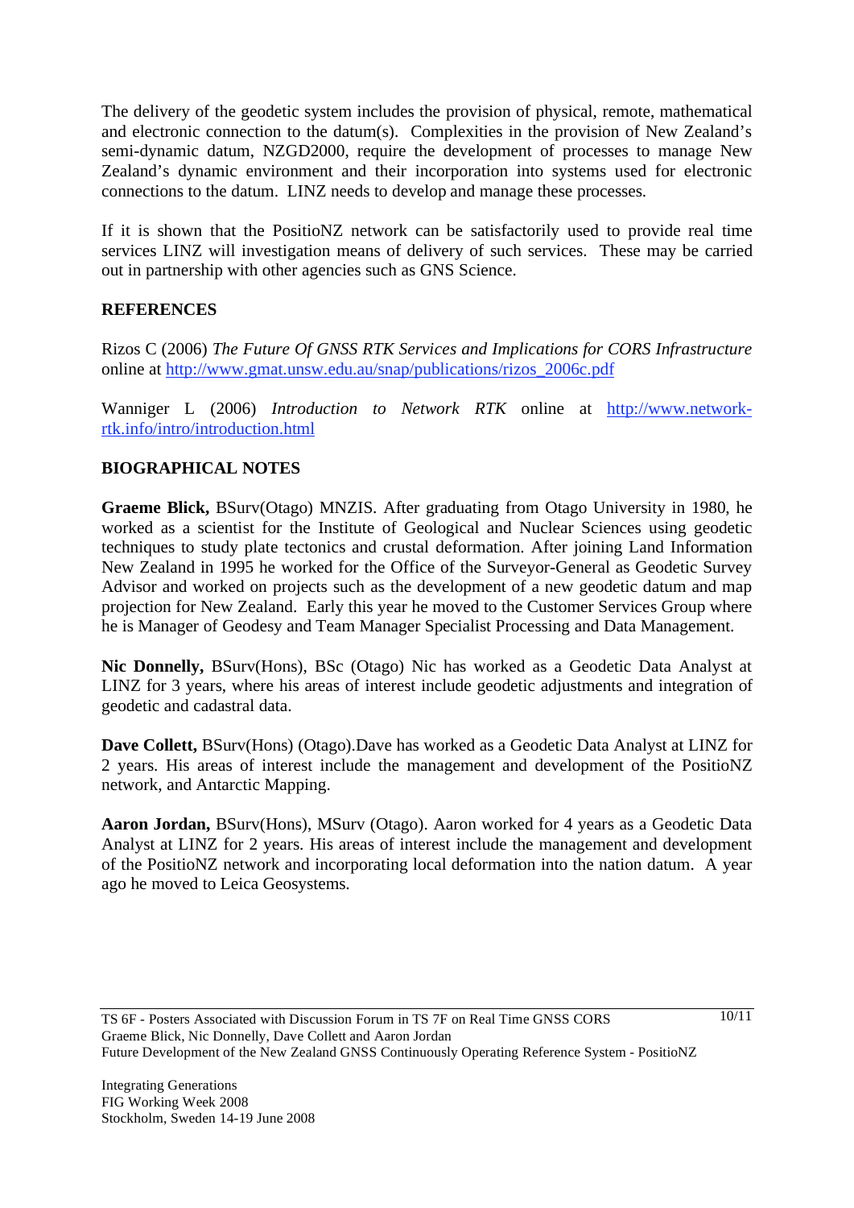The delivery of the geodetic system includes the provision of physical, remote, mathematical and electronic connection to the datum(s). Complexities in the provision of New Zealand's semi-dynamic datum, NZGD2000, require the development of processes to manage New Zealand's dynamic environment and their incorporation into systems used for electronic connections to the datum. LINZ needs to develop and manage these processes.

If it is shown that the PositioNZ network can be satisfactorily used to provide real time services LINZ will investigation means of delivery of such services. These may be carried out in partnership with other agencies such as GNS Science.

## REFERENCES

Rizos C (2006) *The Future Of GNSS RTK Services and Implications for CORS Infrastructure* online at http://www.gmat.unsw.edu.au/snap/publications/rizos_2006c.pdf

Wanniger L (2006) *Introduction to Network RTK* online at http://www.network-rtk.info/intro/introduction.html

## BIOGRAPHICAL NOTES

**Graeme Blick,** BSurv(Otago) MNZIS. After graduating from Otago University in 1980, he worked as a scientist for the Institute of Geological and Nuclear Sciences using geodetic techniques to study plate tectonics and crustal deformation. After joining Land Information New Zealand in 1995 he worked for the Office of the Surveyor-General as Geodetic Survey Advisor and worked on projects such as the development of a new geodetic datum and map projection for New Zealand. Early this year he moved to the Customer Services Group where he is Manager of Geodesy and Team Manager Specialist Processing and Data Management.

**Nic Donnelly,** BSurv(Hons), BSc (Otago) Nic has worked as a Geodetic Data Analyst at LINZ for 3 years, where his areas of interest include geodetic adjustments and integration of geodetic and cadastral data.

**Dave Collett,** BSurv(Hons) (Otago).Dave has worked as a Geodetic Data Analyst at LINZ for 2 years. His areas of interest include the management and development of the PositioNZ network, and Antarctic Mapping.

**Aaron Jordan,** BSurv(Hons), MSurv (Otago). Aaron worked for 4 years as a Geodetic Data Analyst at LINZ for 2 years. His areas of interest include the management and development of the PositioNZ network and incorporating local deformation into the nation datum. A year ago he moved to Leica Geosystems.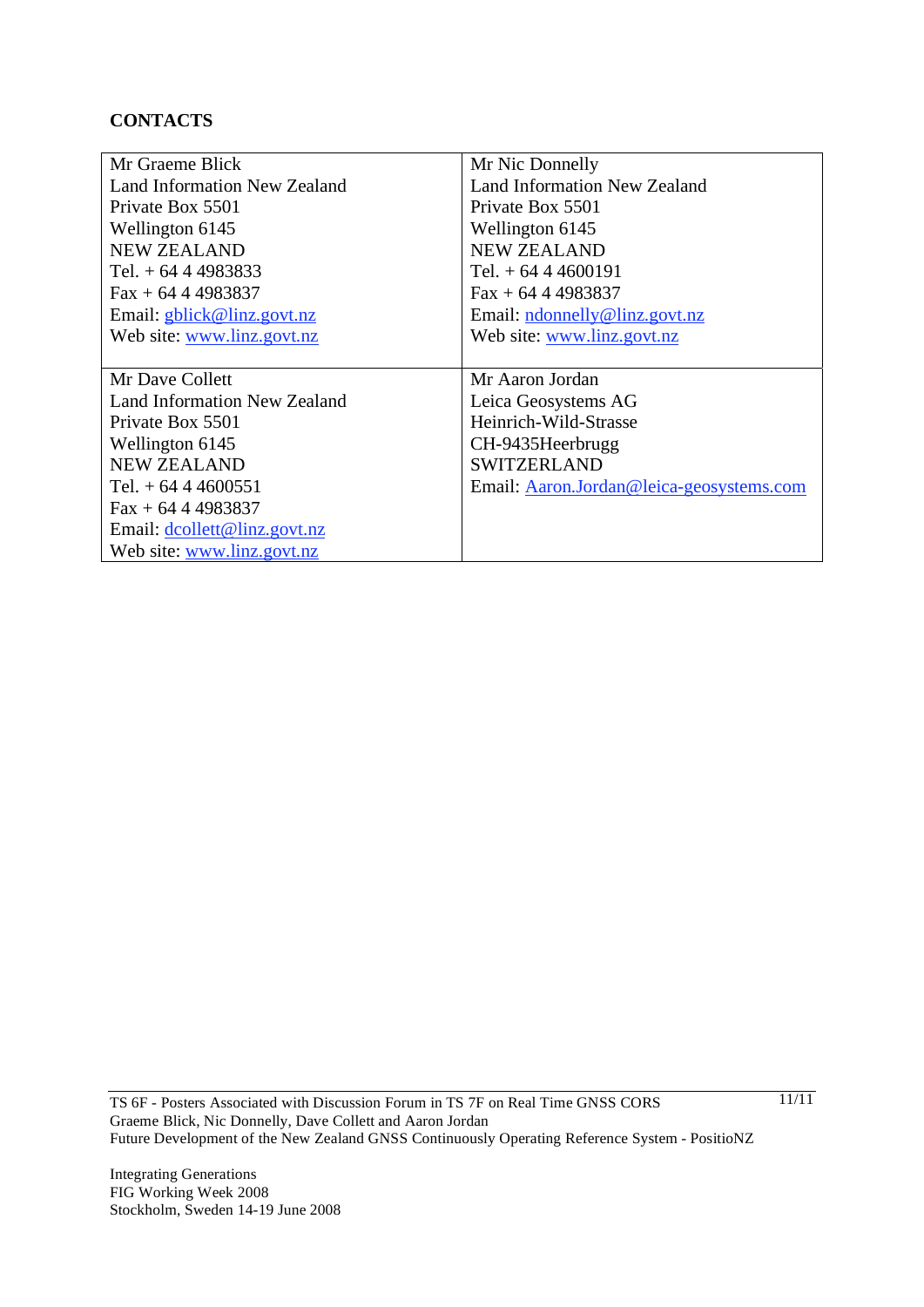## CONTACTS

| | |
|---|---|
| Mr Graeme Blick<br>Land Information New Zealand<br>Private Box 5501<br>Wellington 6145<br>NEW ZEALAND<br>Tel. + 64 4 4983833<br>Fax + 64 4 4983837<br>Email: gblick@linz.govt.nz<br>Web site: www.linz.govt.nz | Mr Nic Donnelly<br>Land Information New Zealand<br>Private Box 5501<br>Wellington 6145<br>NEW ZEALAND<br>Tel. + 64 4 4600191<br>Fax + 64 4 4983837<br>Email: ndonnelly@linz.govt.nz<br>Web site: www.linz.govt.nz |
| Mr Dave Collett<br>Land Information New Zealand<br>Private Box 5501<br>Wellington 6145<br>NEW ZEALAND<br>Tel. + 64 4 4600551<br>Fax + 64 4 4983837<br>Email: dcollett@linz.govt.nz<br>Web site: www.linz.govt.nz | Mr Aaron Jordan<br>Leica Geosystems AG<br>Heinrich-Wild-Strasse<br>CH-9435Heerbrugg<br>SWITZERLAND<br>Email: Aaron.Jordan@leica-geosystems.com |